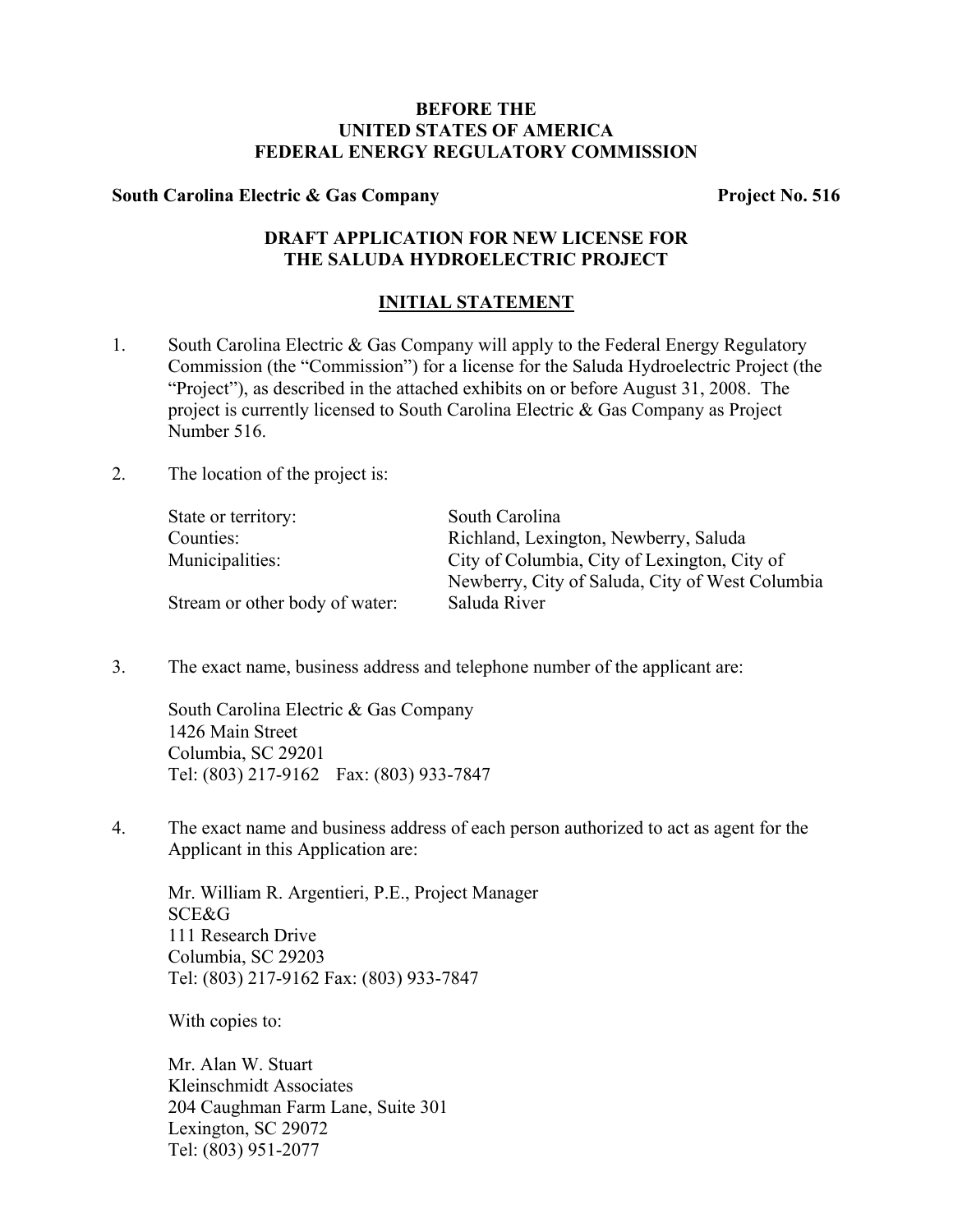**BEFORE THE**
**UNITED STATES OF AMERICA**
**FEDERAL ENERGY REGULATORY COMMISSION**

**South Carolina Electric & Gas Company** **Project No. 516**

# DRAFT APPLICATION FOR NEW LICENSE FOR THE SALUDA HYDROELECTRIC PROJECT

## INITIAL STATEMENT

1. South Carolina Electric & Gas Company will apply to the Federal Energy Regulatory Commission (the "Commission") for a license for the Saluda Hydroelectric Project (the "Project"), as described in the attached exhibits on or before August 31, 2008. The project is currently licensed to South Carolina Electric & Gas Company as Project Number 516.

2. The location of the project is:

| | |
|---|---|
| State or territory: | South Carolina |
| Counties: | Richland, Lexington, Newberry, Saluda |
| Municipalities: | City of Columbia, City of Lexington, City of Newberry, City of Saluda, City of West Columbia |
| Stream or other body of water: | Saluda River |

3. The exact name, business address and telephone number of the applicant are:

   South Carolina Electric & Gas Company
   1426 Main Street
   Columbia, SC 29201
   Tel: (803) 217-9162 Fax: (803) 933-7847

4. The exact name and business address of each person authorized to act as agent for the Applicant in this Application are:

   Mr. William R. Argentieri, P.E., Project Manager
   SCE&G
   111 Research Drive
   Columbia, SC 29203
   Tel: (803) 217-9162 Fax: (803) 933-7847

   With copies to:

   Mr. Alan W. Stuart
   Kleinschmidt Associates
   204 Caughman Farm Lane, Suite 301
   Lexington, SC 29072
   Tel: (803) 951-2077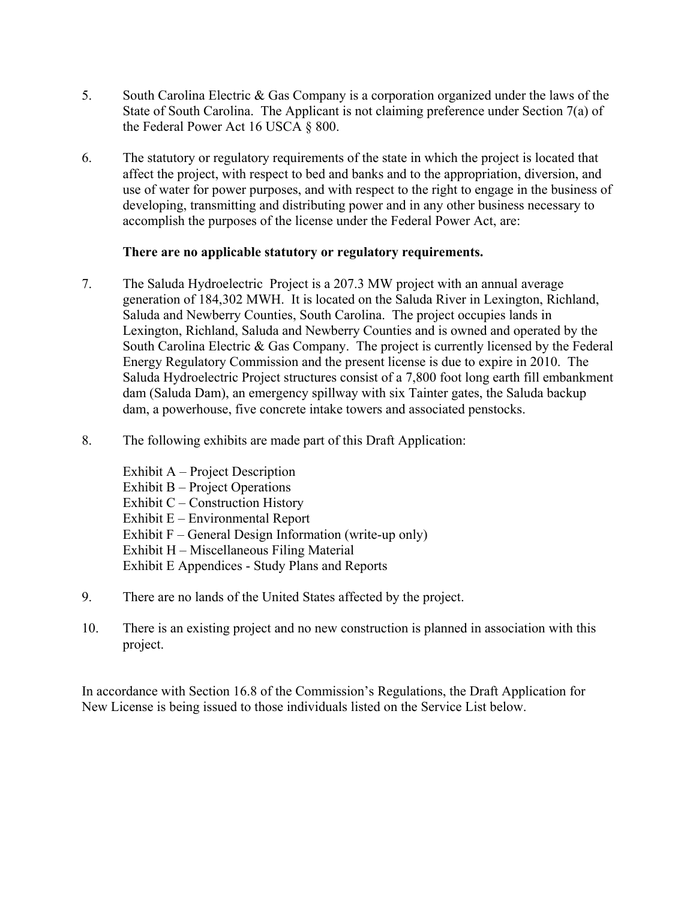5. South Carolina Electric & Gas Company is a corporation organized under the laws of the State of South Carolina. The Applicant is not claiming preference under Section 7(a) of the Federal Power Act 16 USCA § 800.

6. The statutory or regulatory requirements of the state in which the project is located that affect the project, with respect to bed and banks and to the appropriation, diversion, and use of water for power purposes, and with respect to the right to engage in the business of developing, transmitting and distributing power and in any other business necessary to accomplish the purposes of the license under the Federal Power Act, are:

   **There are no applicable statutory or regulatory requirements.**

7. The Saluda Hydroelectric Project is a 207.3 MW project with an annual average generation of 184,302 MWH. It is located on the Saluda River in Lexington, Richland, Saluda and Newberry Counties, South Carolina. The project occupies lands in Lexington, Richland, Saluda and Newberry Counties and is owned and operated by the South Carolina Electric & Gas Company. The project is currently licensed by the Federal Energy Regulatory Commission and the present license is due to expire in 2010. The Saluda Hydroelectric Project structures consist of a 7,800 foot long earth fill embankment dam (Saluda Dam), an emergency spillway with six Tainter gates, the Saluda backup dam, a powerhouse, five concrete intake towers and associated penstocks.

8. The following exhibits are made part of this Draft Application:

   Exhibit A – Project Description
   Exhibit B – Project Operations
   Exhibit C – Construction History
   Exhibit E – Environmental Report
   Exhibit F – General Design Information (write-up only)
   Exhibit H – Miscellaneous Filing Material
   Exhibit E Appendices - Study Plans and Reports

9. There are no lands of the United States affected by the project.

10. There is an existing project and no new construction is planned in association with this project.

In accordance with Section 16.8 of the Commission's Regulations, the Draft Application for New License is being issued to those individuals listed on the Service List below.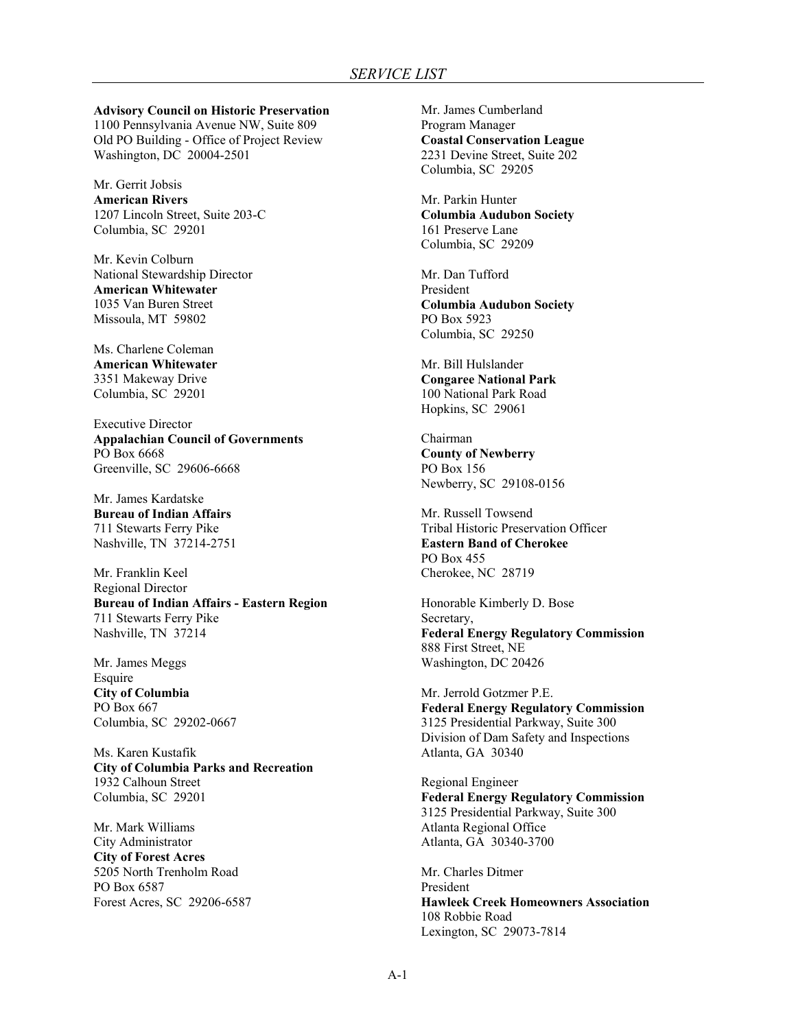# *SERVICE LIST*

**Advisory Council on Historic Preservation**
1100 Pennsylvania Avenue NW, Suite 809
Old PO Building - Office of Project Review
Washington, DC 20004-2501

Mr. Gerrit Jobsis
**American Rivers**
1207 Lincoln Street, Suite 203-C
Columbia, SC 29201

Mr. Kevin Colburn
National Stewardship Director
**American Whitewater**
1035 Van Buren Street
Missoula, MT 59802

Ms. Charlene Coleman
**American Whitewater**
3351 Makeway Drive
Columbia, SC 29201

Executive Director
**Appalachian Council of Governments**
PO Box 6668
Greenville, SC 29606-6668

Mr. James Kardatske
**Bureau of Indian Affairs**
711 Stewarts Ferry Pike
Nashville, TN 37214-2751

Mr. Franklin Keel
Regional Director
**Bureau of Indian Affairs - Eastern Region**
711 Stewarts Ferry Pike
Nashville, TN 37214

Mr. James Meggs
Esquire
**City of Columbia**
PO Box 667
Columbia, SC 29202-0667

Ms. Karen Kustafik
**City of Columbia Parks and Recreation**
1932 Calhoun Street
Columbia, SC 29201

Mr. Mark Williams
City Administrator
**City of Forest Acres**
5205 North Trenholm Road
PO Box 6587
Forest Acres, SC 29206-6587

Mr. James Cumberland
Program Manager
**Coastal Conservation League**
2231 Devine Street, Suite 202
Columbia, SC 29205

Mr. Parkin Hunter
**Columbia Audubon Society**
161 Preserve Lane
Columbia, SC 29209

Mr. Dan Tufford
President
**Columbia Audubon Society**
PO Box 5923
Columbia, SC 29250

Mr. Bill Hulslander
**Congaree National Park**
100 National Park Road
Hopkins, SC 29061

Chairman
**County of Newberry**
PO Box 156
Newberry, SC 29108-0156

Mr. Russell Towsend
Tribal Historic Preservation Officer
**Eastern Band of Cherokee**
PO Box 455
Cherokee, NC 28719

Honorable Kimberly D. Bose
Secretary,
**Federal Energy Regulatory Commission**
888 First Street, NE
Washington, DC 20426

Mr. Jerrold Gotzmer P.E.
**Federal Energy Regulatory Commission**
3125 Presidential Parkway, Suite 300
Division of Dam Safety and Inspections
Atlanta, GA 30340

Regional Engineer
**Federal Energy Regulatory Commission**
3125 Presidential Parkway, Suite 300
Atlanta Regional Office
Atlanta, GA 30340-3700

Mr. Charles Ditmer
President
**Hawleek Creek Homeowners Association**
108 Robbie Road
Lexington, SC 29073-7814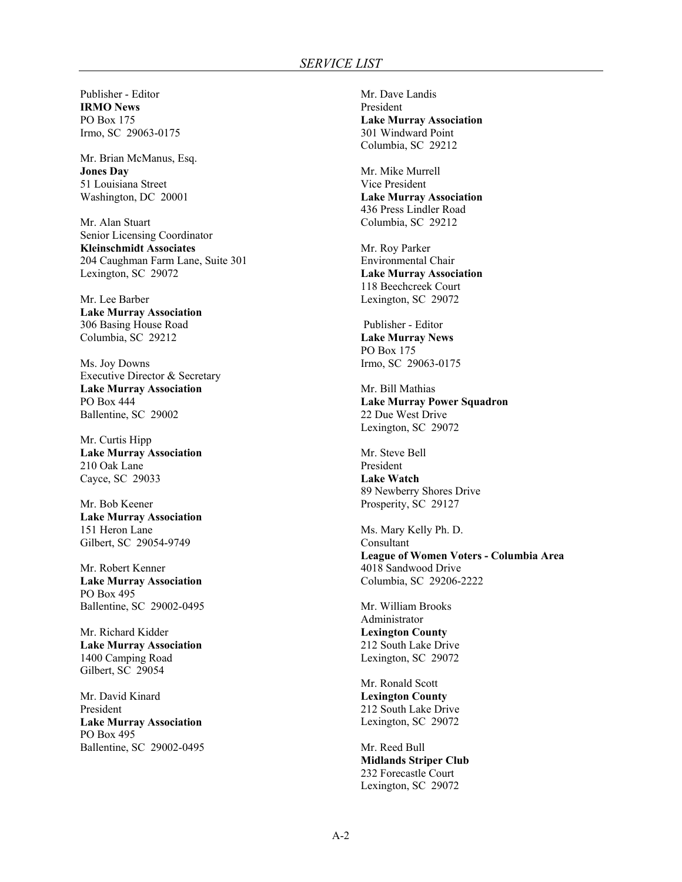*SERVICE LIST*

Publisher - Editor
**IRMO News**
PO Box 175
Irmo, SC 29063-0175

Mr. Brian McManus, Esq.
**Jones Day**
51 Louisiana Street
Washington, DC 20001

Mr. Alan Stuart
Senior Licensing Coordinator
**Kleinschmidt Associates**
204 Caughman Farm Lane, Suite 301
Lexington, SC 29072

Mr. Lee Barber
**Lake Murray Association**
306 Basing House Road
Columbia, SC 29212

Ms. Joy Downs
Executive Director & Secretary
**Lake Murray Association**
PO Box 444
Ballentine, SC 29002

Mr. Curtis Hipp
**Lake Murray Association**
210 Oak Lane
Cayce, SC 29033

Mr. Bob Keener
**Lake Murray Association**
151 Heron Lane
Gilbert, SC 29054-9749

Mr. Robert Kenner
**Lake Murray Association**
PO Box 495
Ballentine, SC 29002-0495

Mr. Richard Kidder
**Lake Murray Association**
1400 Camping Road
Gilbert, SC 29054

Mr. David Kinard
President
**Lake Murray Association**
PO Box 495
Ballentine, SC 29002-0495

Mr. Dave Landis
President
**Lake Murray Association**
301 Windward Point
Columbia, SC 29212

Mr. Mike Murrell
Vice President
**Lake Murray Association**
436 Press Lindler Road
Columbia, SC 29212

Mr. Roy Parker
Environmental Chair
**Lake Murray Association**
118 Beechcreek Court
Lexington, SC 29072

Publisher - Editor
**Lake Murray News**
PO Box 175
Irmo, SC 29063-0175

Mr. Bill Mathias
**Lake Murray Power Squadron**
22 Due West Drive
Lexington, SC 29072

Mr. Steve Bell
President
**Lake Watch**
89 Newberry Shores Drive
Prosperity, SC 29127

Ms. Mary Kelly Ph. D.
Consultant
**League of Women Voters - Columbia Area**
4018 Sandwood Drive
Columbia, SC 29206-2222

Mr. William Brooks
Administrator
**Lexington County**
212 South Lake Drive
Lexington, SC 29072

Mr. Ronald Scott
**Lexington County**
212 South Lake Drive
Lexington, SC 29072

Mr. Reed Bull
**Midlands Striper Club**
232 Forecastle Court
Lexington, SC 29072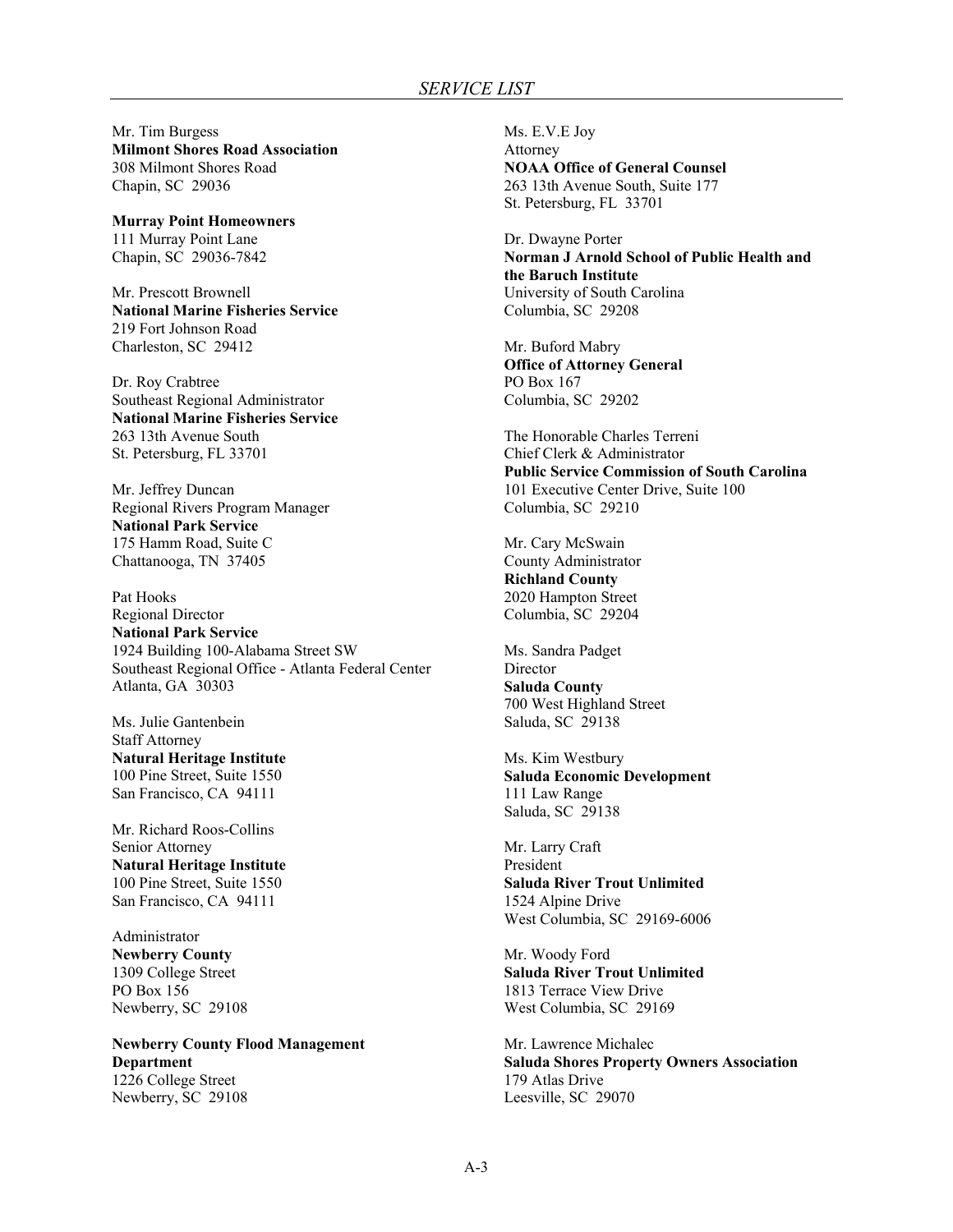*SERVICE LIST*

Mr. Tim Burgess
**Milmont Shores Road Association**
308 Milmont Shores Road
Chapin, SC 29036

**Murray Point Homeowners**
111 Murray Point Lane
Chapin, SC 29036-7842

Mr. Prescott Brownell
**National Marine Fisheries Service**
219 Fort Johnson Road
Charleston, SC 29412

Dr. Roy Crabtree
Southeast Regional Administrator
**National Marine Fisheries Service**
263 13th Avenue South
St. Petersburg, FL 33701

Mr. Jeffrey Duncan
Regional Rivers Program Manager
**National Park Service**
175 Hamm Road, Suite C
Chattanooga, TN 37405

Pat Hooks
Regional Director
**National Park Service**
1924 Building 100-Alabama Street SW
Southeast Regional Office - Atlanta Federal Center
Atlanta, GA 30303

Ms. Julie Gantenbein
Staff Attorney
**Natural Heritage Institute**
100 Pine Street, Suite 1550
San Francisco, CA 94111

Mr. Richard Roos-Collins
Senior Attorney
**Natural Heritage Institute**
100 Pine Street, Suite 1550
San Francisco, CA 94111

Administrator
**Newberry County**
1309 College Street
PO Box 156
Newberry, SC 29108

**Newberry County Flood Management Department**
1226 College Street
Newberry, SC 29108

Ms. E.V.E Joy
Attorney
**NOAA Office of General Counsel**
263 13th Avenue South, Suite 177
St. Petersburg, FL 33701

Dr. Dwayne Porter
**Norman J Arnold School of Public Health and the Baruch Institute**
University of South Carolina
Columbia, SC 29208

Mr. Buford Mabry
**Office of Attorney General**
PO Box 167
Columbia, SC 29202

The Honorable Charles Terreni
Chief Clerk & Administrator
**Public Service Commission of South Carolina**
101 Executive Center Drive, Suite 100
Columbia, SC 29210

Mr. Cary McSwain
County Administrator
**Richland County**
2020 Hampton Street
Columbia, SC 29204

Ms. Sandra Padget
Director
**Saluda County**
700 West Highland Street
Saluda, SC 29138

Ms. Kim Westbury
**Saluda Economic Development**
111 Law Range
Saluda, SC 29138

Mr. Larry Craft
President
**Saluda River Trout Unlimited**
1524 Alpine Drive
West Columbia, SC 29169-6006

Mr. Woody Ford
**Saluda River Trout Unlimited**
1813 Terrace View Drive
West Columbia, SC 29169

Mr. Lawrence Michalec
**Saluda Shores Property Owners Association**
179 Atlas Drive
Leesville, SC 29070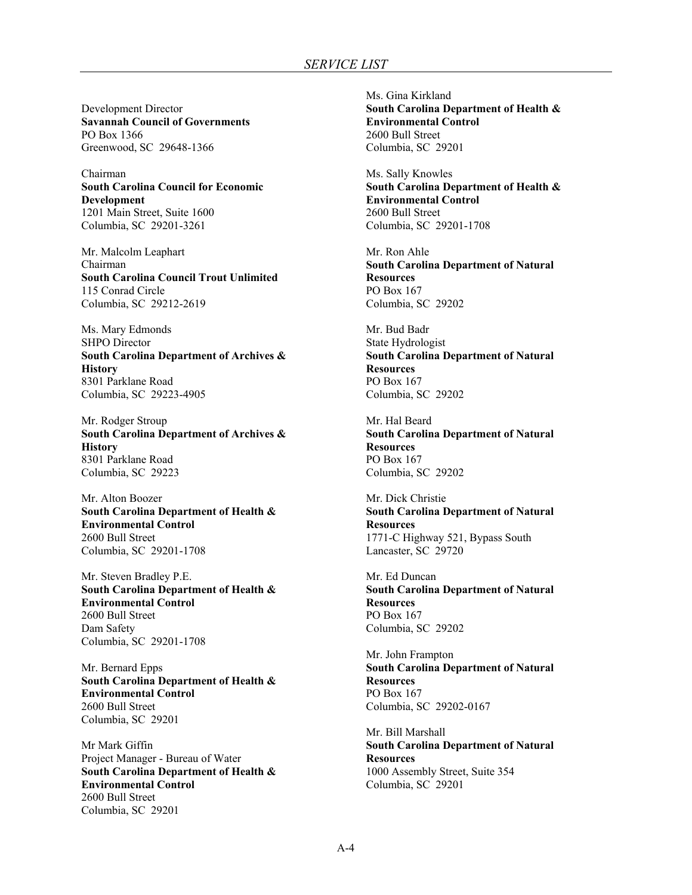Development Director
**Savannah Council of Governments**
PO Box 1366
Greenwood, SC 29648-1366

Chairman
**South Carolina Council for Economic Development**
1201 Main Street, Suite 1600
Columbia, SC 29201-3261

Mr. Malcolm Leaphart
Chairman
**South Carolina Council Trout Unlimited**
115 Conrad Circle
Columbia, SC 29212-2619

Ms. Mary Edmonds
SHPO Director
**South Carolina Department of Archives & History**
8301 Parklane Road
Columbia, SC 29223-4905

Mr. Rodger Stroup
**South Carolina Department of Archives & History**
8301 Parklane Road
Columbia, SC 29223

Mr. Alton Boozer
**South Carolina Department of Health & Environmental Control**
2600 Bull Street
Columbia, SC 29201-1708

Mr. Steven Bradley P.E.
**South Carolina Department of Health & Environmental Control**
2600 Bull Street
Dam Safety
Columbia, SC 29201-1708

Mr. Bernard Epps
**South Carolina Department of Health & Environmental Control**
2600 Bull Street
Columbia, SC 29201

Mr Mark Giffin
Project Manager - Bureau of Water
**South Carolina Department of Health & Environmental Control**
2600 Bull Street
Columbia, SC 29201

Ms. Gina Kirkland
**South Carolina Department of Health & Environmental Control**
2600 Bull Street
Columbia, SC 29201

Ms. Sally Knowles
**South Carolina Department of Health & Environmental Control**
2600 Bull Street
Columbia, SC 29201-1708

Mr. Ron Ahle
**South Carolina Department of Natural Resources**
PO Box 167
Columbia, SC 29202

Mr. Bud Badr
State Hydrologist
**South Carolina Department of Natural Resources**
PO Box 167
Columbia, SC 29202

Mr. Hal Beard
**South Carolina Department of Natural Resources**
PO Box 167
Columbia, SC 29202

Mr. Dick Christie
**South Carolina Department of Natural Resources**
1771-C Highway 521, Bypass South
Lancaster, SC 29720

Mr. Ed Duncan
**South Carolina Department of Natural Resources**
PO Box 167
Columbia, SC 29202

Mr. John Frampton
**South Carolina Department of Natural Resources**
PO Box 167
Columbia, SC 29202-0167

Mr. Bill Marshall
**South Carolina Department of Natural Resources**
1000 Assembly Street, Suite 354
Columbia, SC 29201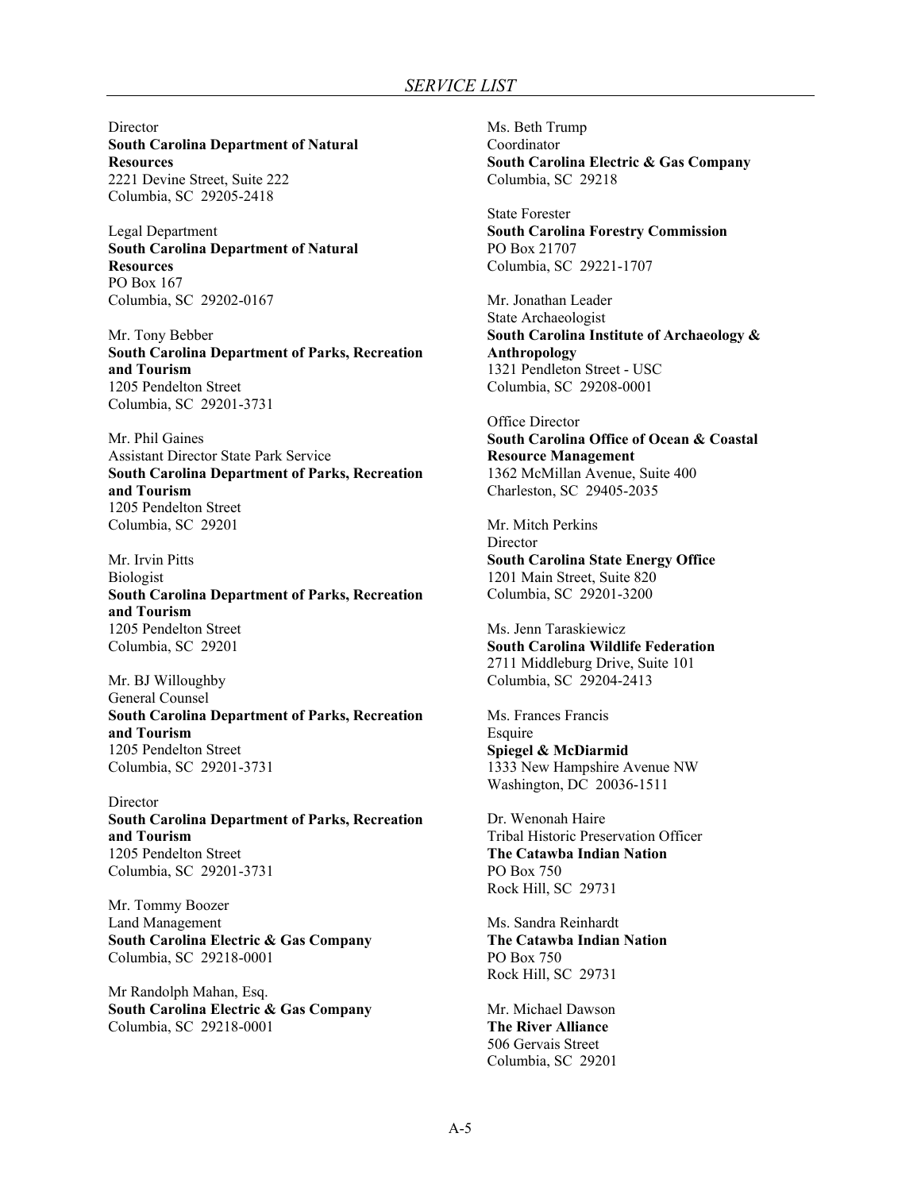## *SERVICE LIST*

Director
**South Carolina Department of Natural Resources**
2221 Devine Street, Suite 222
Columbia, SC 29205-2418

Legal Department
**South Carolina Department of Natural Resources**
PO Box 167
Columbia, SC 29202-0167

Mr. Tony Bebber
**South Carolina Department of Parks, Recreation and Tourism**
1205 Pendelton Street
Columbia, SC 29201-3731

Mr. Phil Gaines
Assistant Director State Park Service
**South Carolina Department of Parks, Recreation and Tourism**
1205 Pendelton Street
Columbia, SC 29201

Mr. Irvin Pitts
Biologist
**South Carolina Department of Parks, Recreation and Tourism**
1205 Pendelton Street
Columbia, SC 29201

Mr. BJ Willoughby
General Counsel
**South Carolina Department of Parks, Recreation and Tourism**
1205 Pendelton Street
Columbia, SC 29201-3731

Director
**South Carolina Department of Parks, Recreation and Tourism**
1205 Pendelton Street
Columbia, SC 29201-3731

Mr. Tommy Boozer
Land Management
**South Carolina Electric & Gas Company**
Columbia, SC 29218-0001

Mr Randolph Mahan, Esq.
**South Carolina Electric & Gas Company**
Columbia, SC 29218-0001

Ms. Beth Trump
Coordinator
**South Carolina Electric & Gas Company**
Columbia, SC 29218

State Forester
**South Carolina Forestry Commission**
PO Box 21707
Columbia, SC 29221-1707

Mr. Jonathan Leader
State Archaeologist
**South Carolina Institute of Archaeology & Anthropology**
1321 Pendleton Street - USC
Columbia, SC 29208-0001

Office Director
**South Carolina Office of Ocean & Coastal Resource Management**
1362 McMillan Avenue, Suite 400
Charleston, SC 29405-2035

Mr. Mitch Perkins
Director
**South Carolina State Energy Office**
1201 Main Street, Suite 820
Columbia, SC 29201-3200

Ms. Jenn Taraskiewicz
**South Carolina Wildlife Federation**
2711 Middleburg Drive, Suite 101
Columbia, SC 29204-2413

Ms. Frances Francis
Esquire
**Spiegel & McDiarmid**
1333 New Hampshire Avenue NW
Washington, DC 20036-1511

Dr. Wenonah Haire
Tribal Historic Preservation Officer
**The Catawba Indian Nation**
PO Box 750
Rock Hill, SC 29731

Ms. Sandra Reinhardt
**The Catawba Indian Nation**
PO Box 750
Rock Hill, SC 29731

Mr. Michael Dawson
**The River Alliance**
506 Gervais Street
Columbia, SC 29201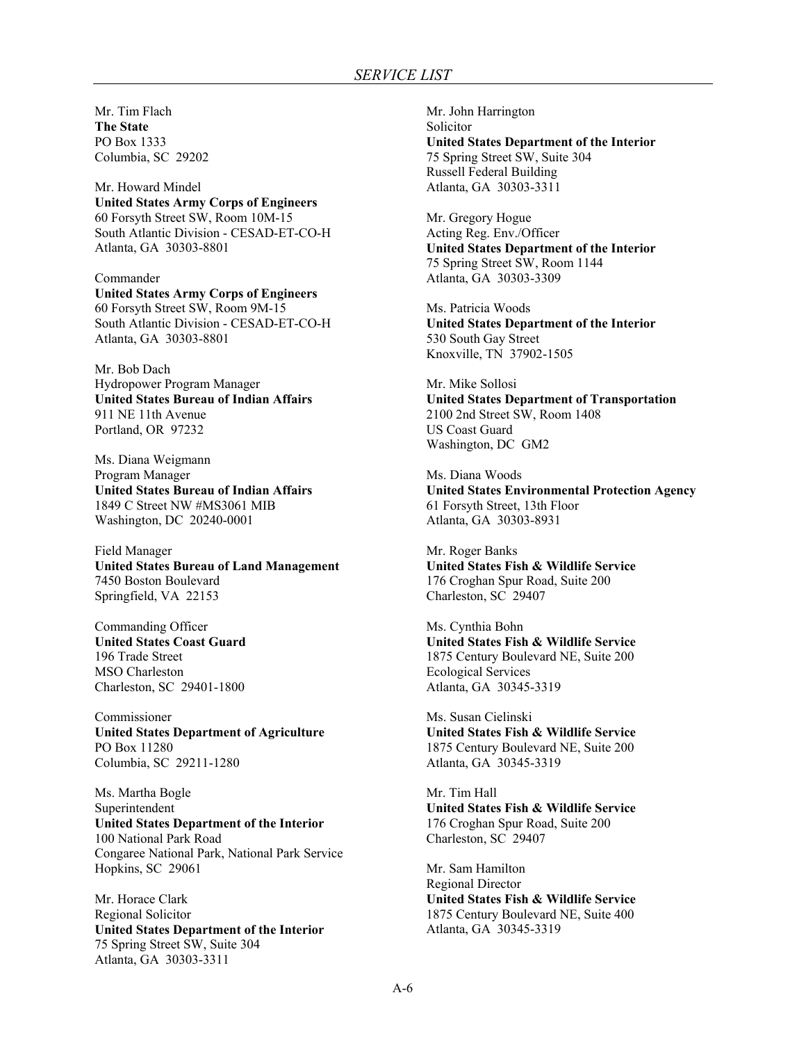*SERVICE LIST*

Mr. Tim Flach
**The State**
PO Box 1333
Columbia, SC 29202

Mr. Howard Mindel
**United States Army Corps of Engineers**
60 Forsyth Street SW, Room 10M-15
South Atlantic Division - CESAD-ET-CO-H
Atlanta, GA 30303-8801

Commander
**United States Army Corps of Engineers**
60 Forsyth Street SW, Room 9M-15
South Atlantic Division - CESAD-ET-CO-H
Atlanta, GA 30303-8801

Mr. Bob Dach
Hydropower Program Manager
**United States Bureau of Indian Affairs**
911 NE 11th Avenue
Portland, OR 97232

Ms. Diana Weigmann
Program Manager
**United States Bureau of Indian Affairs**
1849 C Street NW #MS3061 MIB
Washington, DC 20240-0001

Field Manager
**United States Bureau of Land Management**
7450 Boston Boulevard
Springfield, VA 22153

Commanding Officer
**United States Coast Guard**
196 Trade Street
MSO Charleston
Charleston, SC 29401-1800

Commissioner
**United States Department of Agriculture**
PO Box 11280
Columbia, SC 29211-1280

Ms. Martha Bogle
Superintendent
**United States Department of the Interior**
100 National Park Road
Congaree National Park, National Park Service
Hopkins, SC 29061

Mr. Horace Clark
Regional Solicitor
**United States Department of the Interior**
75 Spring Street SW, Suite 304
Atlanta, GA 30303-3311

Mr. John Harrington
Solicitor
**United States Department of the Interior**
75 Spring Street SW, Suite 304
Russell Federal Building
Atlanta, GA 30303-3311

Mr. Gregory Hogue
Acting Reg. Env./Officer
**United States Department of the Interior**
75 Spring Street SW, Room 1144
Atlanta, GA 30303-3309

Ms. Patricia Woods
**United States Department of the Interior**
530 South Gay Street
Knoxville, TN 37902-1505

Mr. Mike Sollosi
**United States Department of Transportation**
2100 2nd Street SW, Room 1408
US Coast Guard
Washington, DC GM2

Ms. Diana Woods
**United States Environmental Protection Agency**
61 Forsyth Street, 13th Floor
Atlanta, GA 30303-8931

Mr. Roger Banks
**United States Fish & Wildlife Service**
176 Croghan Spur Road, Suite 200
Charleston, SC 29407

Ms. Cynthia Bohn
**United States Fish & Wildlife Service**
1875 Century Boulevard NE, Suite 200
Ecological Services
Atlanta, GA 30345-3319

Ms. Susan Cielinski
**United States Fish & Wildlife Service**
1875 Century Boulevard NE, Suite 200
Atlanta, GA 30345-3319

Mr. Tim Hall
**United States Fish & Wildlife Service**
176 Croghan Spur Road, Suite 200
Charleston, SC 29407

Mr. Sam Hamilton
Regional Director
**United States Fish & Wildlife Service**
1875 Century Boulevard NE, Suite 400
Atlanta, GA 30345-3319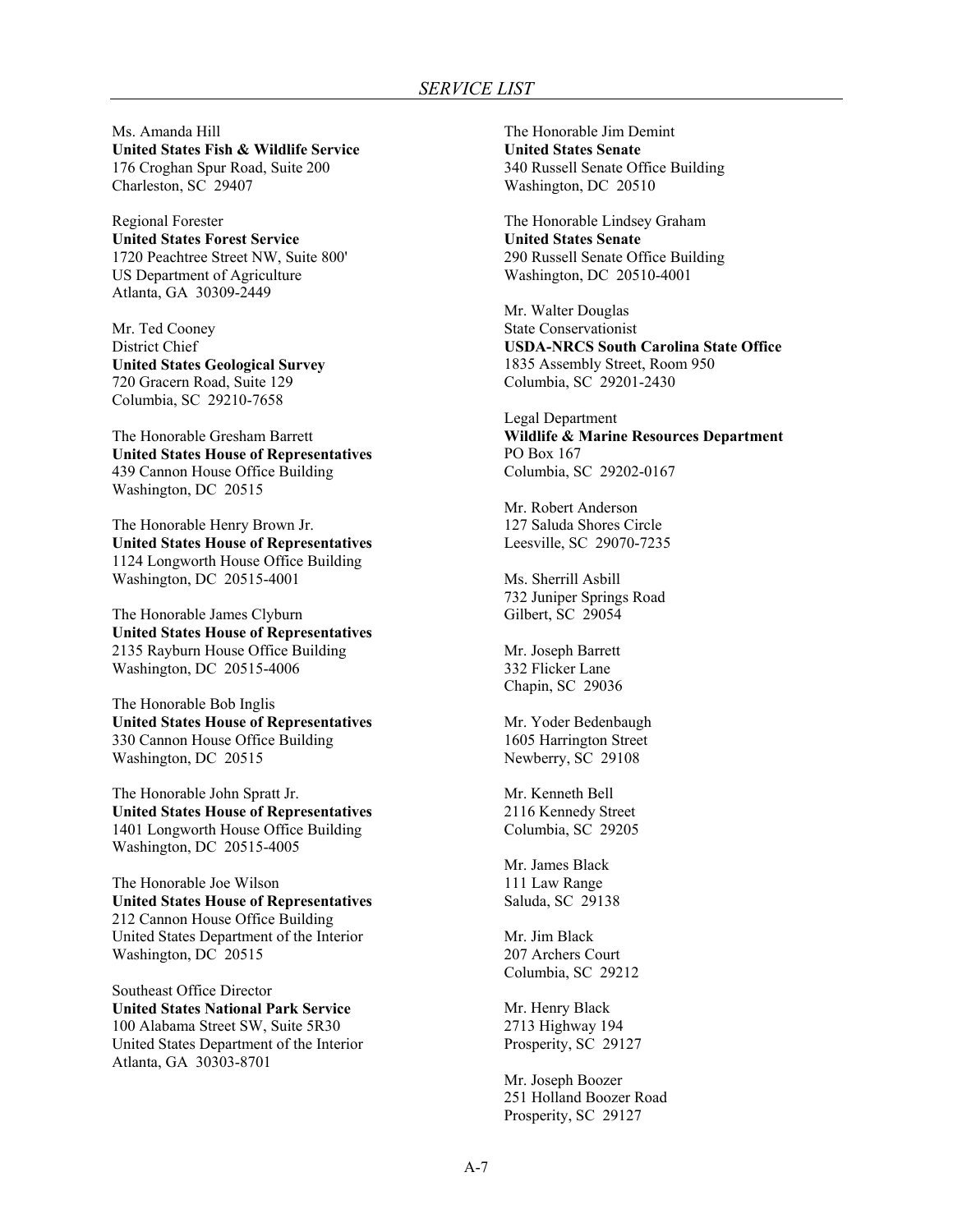*SERVICE LIST*

Ms. Amanda Hill
**United States Fish & Wildlife Service**
176 Croghan Spur Road, Suite 200
Charleston, SC  29407

Regional Forester
**United States Forest Service**
1720 Peachtree Street NW, Suite 800'
US Department of Agriculture
Atlanta, GA  30309-2449

Mr. Ted Cooney
District Chief
**United States Geological Survey**
720 Gracern Road, Suite 129
Columbia, SC  29210-7658

The Honorable Gresham Barrett
**United States House of Representatives**
439 Cannon House Office Building
Washington, DC  20515

The Honorable Henry Brown Jr.
**United States House of Representatives**
1124 Longworth House Office Building
Washington, DC  20515-4001

The Honorable James Clyburn
**United States House of Representatives**
2135 Rayburn House Office Building
Washington, DC  20515-4006

The Honorable Bob Inglis
**United States House of Representatives**
330 Cannon House Office Building
Washington, DC  20515

The Honorable John Spratt Jr.
**United States House of Representatives**
1401 Longworth House Office Building
Washington, DC  20515-4005

The Honorable Joe Wilson
**United States House of Representatives**
212 Cannon House Office Building
United States Department of the Interior
Washington, DC  20515

Southeast Office Director
**United States National Park Service**
100 Alabama Street SW, Suite 5R30
United States Department of the Interior
Atlanta, GA  30303-8701

The Honorable Jim Demint
**United States Senate**
340 Russell Senate Office Building
Washington, DC  20510

The Honorable Lindsey Graham
**United States Senate**
290 Russell Senate Office Building
Washington, DC  20510-4001

Mr. Walter Douglas
State Conservationist
**USDA-NRCS South Carolina State Office**
1835 Assembly Street, Room 950
Columbia, SC  29201-2430

Legal Department
**Wildlife & Marine Resources Department**
PO Box 167
Columbia, SC  29202-0167

Mr. Robert Anderson
127 Saluda Shores Circle
Leesville, SC  29070-7235

Ms. Sherrill Asbill
732 Juniper Springs Road
Gilbert, SC  29054

Mr. Joseph Barrett
332 Flicker Lane
Chapin, SC  29036

Mr. Yoder Bedenbaugh
1605 Harrington Street
Newberry, SC  29108

Mr. Kenneth Bell
2116 Kennedy Street
Columbia, SC  29205

Mr. James Black
111 Law Range
Saluda, SC  29138

Mr. Jim Black
207 Archers Court
Columbia, SC  29212

Mr. Henry Black
2713 Highway 194
Prosperity, SC  29127

Mr. Joseph Boozer
251 Holland Boozer Road
Prosperity, SC  29127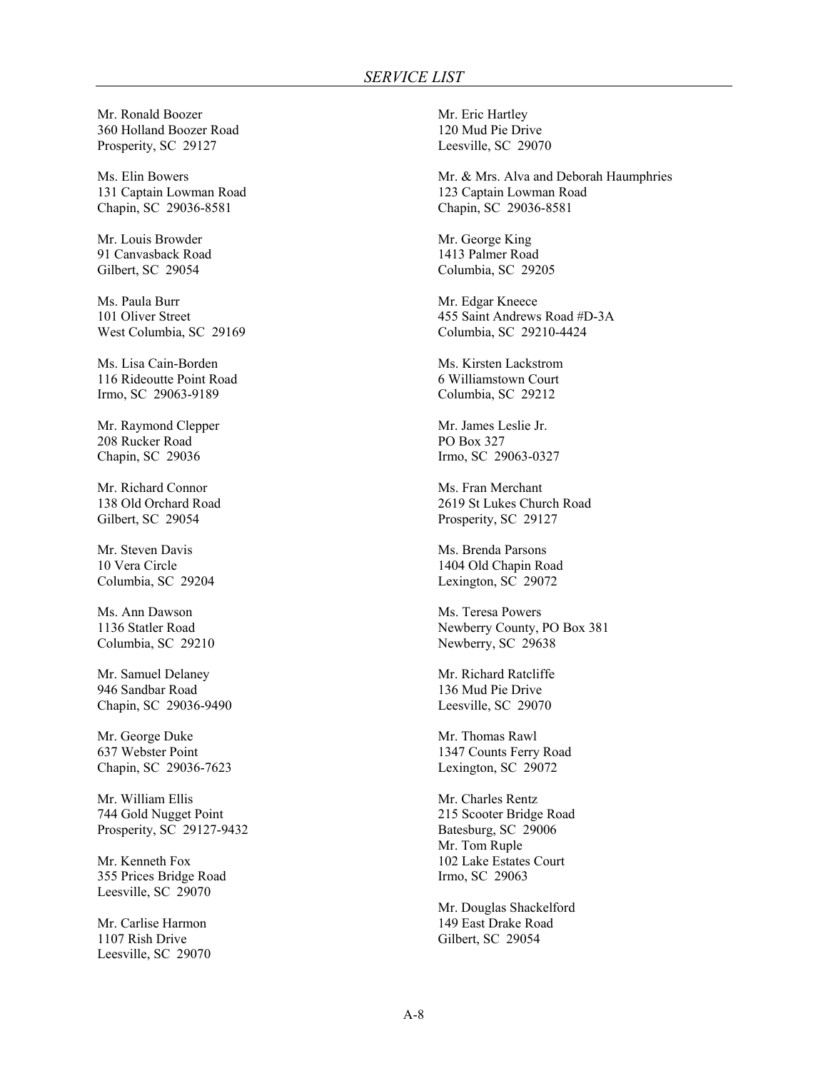*SERVICE LIST*

Mr. Ronald Boozer
360 Holland Boozer Road
Prosperity, SC 29127

Ms. Elin Bowers
131 Captain Lowman Road
Chapin, SC 29036-8581

Mr. Louis Browder
91 Canvasback Road
Gilbert, SC 29054

Ms. Paula Burr
101 Oliver Street
West Columbia, SC 29169

Ms. Lisa Cain-Borden
116 Rideoutte Point Road
Irmo, SC 29063-9189

Mr. Raymond Clepper
208 Rucker Road
Chapin, SC 29036

Mr. Richard Connor
138 Old Orchard Road
Gilbert, SC 29054

Mr. Steven Davis
10 Vera Circle
Columbia, SC 29204

Ms. Ann Dawson
1136 Statler Road
Columbia, SC 29210

Mr. Samuel Delaney
946 Sandbar Road
Chapin, SC 29036-9490

Mr. George Duke
637 Webster Point
Chapin, SC 29036-7623

Mr. William Ellis
744 Gold Nugget Point
Prosperity, SC 29127-9432

Mr. Kenneth Fox
355 Prices Bridge Road
Leesville, SC 29070

Mr. Carlise Harmon
1107 Rish Drive
Leesville, SC 29070

Mr. Eric Hartley
120 Mud Pie Drive
Leesville, SC 29070

Mr. & Mrs. Alva and Deborah Haumphries
123 Captain Lowman Road
Chapin, SC 29036-8581

Mr. George King
1413 Palmer Road
Columbia, SC 29205

Mr. Edgar Kneece
455 Saint Andrews Road #D-3A
Columbia, SC 29210-4424

Ms. Kirsten Lackstrom
6 Williamstown Court
Columbia, SC 29212

Mr. James Leslie Jr.
PO Box 327
Irmo, SC 29063-0327

Ms. Fran Merchant
2619 St Lukes Church Road
Prosperity, SC 29127

Ms. Brenda Parsons
1404 Old Chapin Road
Lexington, SC 29072

Ms. Teresa Powers
Newberry County, PO Box 381
Newberry, SC 29638

Mr. Richard Ratcliffe
136 Mud Pie Drive
Leesville, SC 29070

Mr. Thomas Rawl
1347 Counts Ferry Road
Lexington, SC 29072

Mr. Charles Rentz
215 Scooter Bridge Road
Batesburg, SC 29006

Mr. Tom Ruple
102 Lake Estates Court
Irmo, SC 29063

Mr. Douglas Shackelford
149 East Drake Road
Gilbert, SC 29054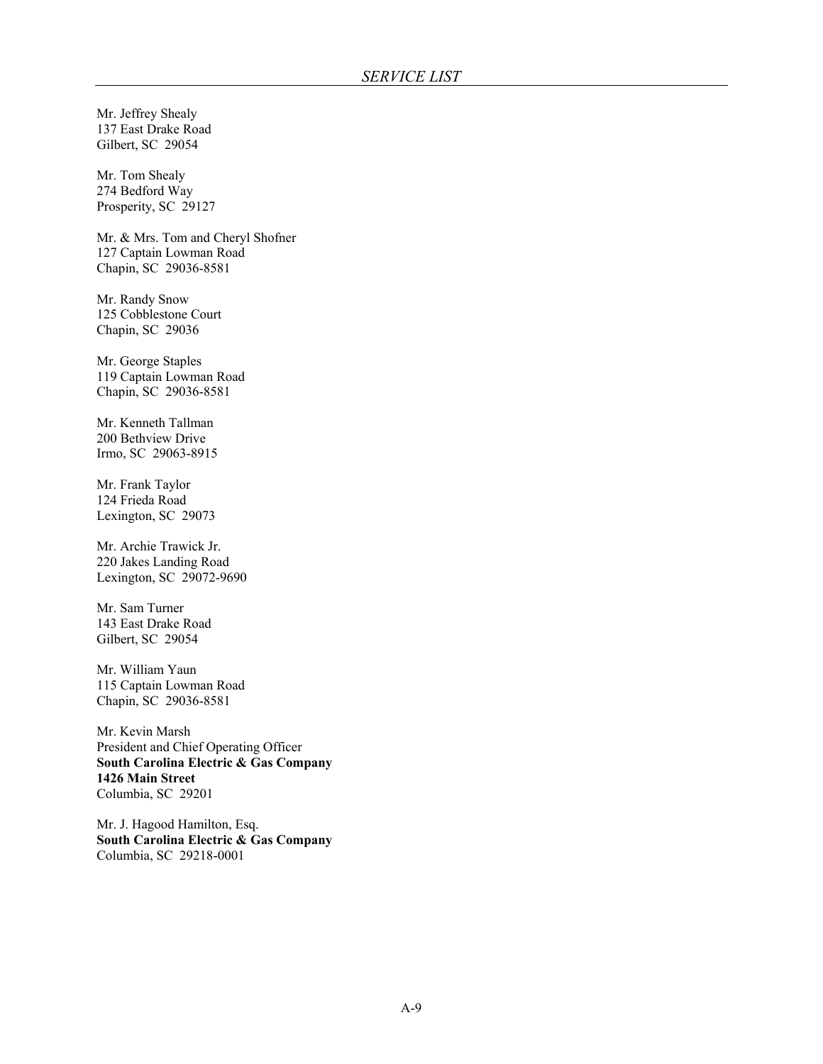Mr. Jeffrey Shealy
137 East Drake Road
Gilbert, SC 29054

Mr. Tom Shealy
274 Bedford Way
Prosperity, SC 29127

Mr. & Mrs. Tom and Cheryl Shofner
127 Captain Lowman Road
Chapin, SC 29036-8581

Mr. Randy Snow
125 Cobblestone Court
Chapin, SC 29036

Mr. George Staples
119 Captain Lowman Road
Chapin, SC 29036-8581

Mr. Kenneth Tallman
200 Bethview Drive
Irmo, SC 29063-8915

Mr. Frank Taylor
124 Frieda Road
Lexington, SC 29073

Mr. Archie Trawick Jr.
220 Jakes Landing Road
Lexington, SC 29072-9690

Mr. Sam Turner
143 East Drake Road
Gilbert, SC 29054

Mr. William Yaun
115 Captain Lowman Road
Chapin, SC 29036-8581

Mr. Kevin Marsh
President and Chief Operating Officer
**South Carolina Electric & Gas Company**
**1426 Main Street**
Columbia, SC 29201

Mr. J. Hagood Hamilton, Esq.
**South Carolina Electric & Gas Company**
Columbia, SC 29218-0001